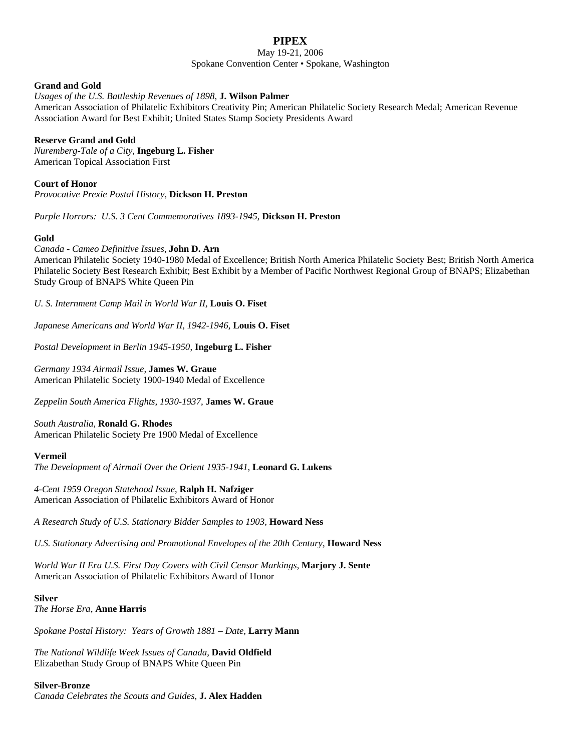# PIPEX

May 19-21, 2006

Spokane Convention Center • Spokane, Washington

**Grand and Gold**

*Usages of the U.S. Battleship Revenues of 1898*, **J. Wilson Palmer**
American Association of Philatelic Exhibitors Creativity Pin; American Philatelic Society Research Medal; American Revenue Association Award for Best Exhibit; United States Stamp Society Presidents Award

**Reserve Grand and Gold**

*Nuremberg-Tale of a City,* **Ingeburg L. Fisher**
American Topical Association First

**Court of Honor**

*Provocative Prexie Postal History,* **Dickson H. Preston**

*Purple Horrors: U.S. 3 Cent Commemoratives 1893-1945,* **Dickson H. Preston**

**Gold**

*Canada - Cameo Definitive Issues,* **John D. Arn**
American Philatelic Society 1940-1980 Medal of Excellence; British North America Philatelic Society Best; British North America Philatelic Society Best Research Exhibit; Best Exhibit by a Member of Pacific Northwest Regional Group of BNAPS; Elizabethan Study Group of BNAPS White Queen Pin

*U. S. Internment Camp Mail in World War II,* **Louis O. Fiset**

*Japanese Americans and World War II, 1942-1946,* **Louis O. Fiset**

*Postal Development in Berlin 1945-1950,* **Ingeburg L. Fisher**

*Germany 1934 Airmail Issue,* **James W. Graue**
American Philatelic Society 1900-1940 Medal of Excellence

*Zeppelin South America Flights, 1930-1937,* **James W. Graue**

*South Australia,* **Ronald G. Rhodes**
American Philatelic Society Pre 1900 Medal of Excellence

**Vermeil**

*The Development of Airmail Over the Orient 1935-1941,* **Leonard G. Lukens**

*4-Cent 1959 Oregon Statehood Issue,* **Ralph H. Nafziger**
American Association of Philatelic Exhibitors Award of Honor

*A Research Study of U.S. Stationary Bidder Samples to 1903,* **Howard Ness**

*U.S. Stationary Advertising and Promotional Envelopes of the 20th Century,* **Howard Ness**

*World War II Era U.S. First Day Covers with Civil Censor Markings,* **Marjory J. Sente**
American Association of Philatelic Exhibitors Award of Honor

**Silver**

*The Horse Era,* **Anne Harris**

*Spokane Postal History: Years of Growth 1881 – Date,* **Larry Mann**

*The National Wildlife Week Issues of Canada,* **David Oldfield**
Elizabethan Study Group of BNAPS White Queen Pin

**Silver-Bronze**

*Canada Celebrates the Scouts and Guides,* **J. Alex Hadden**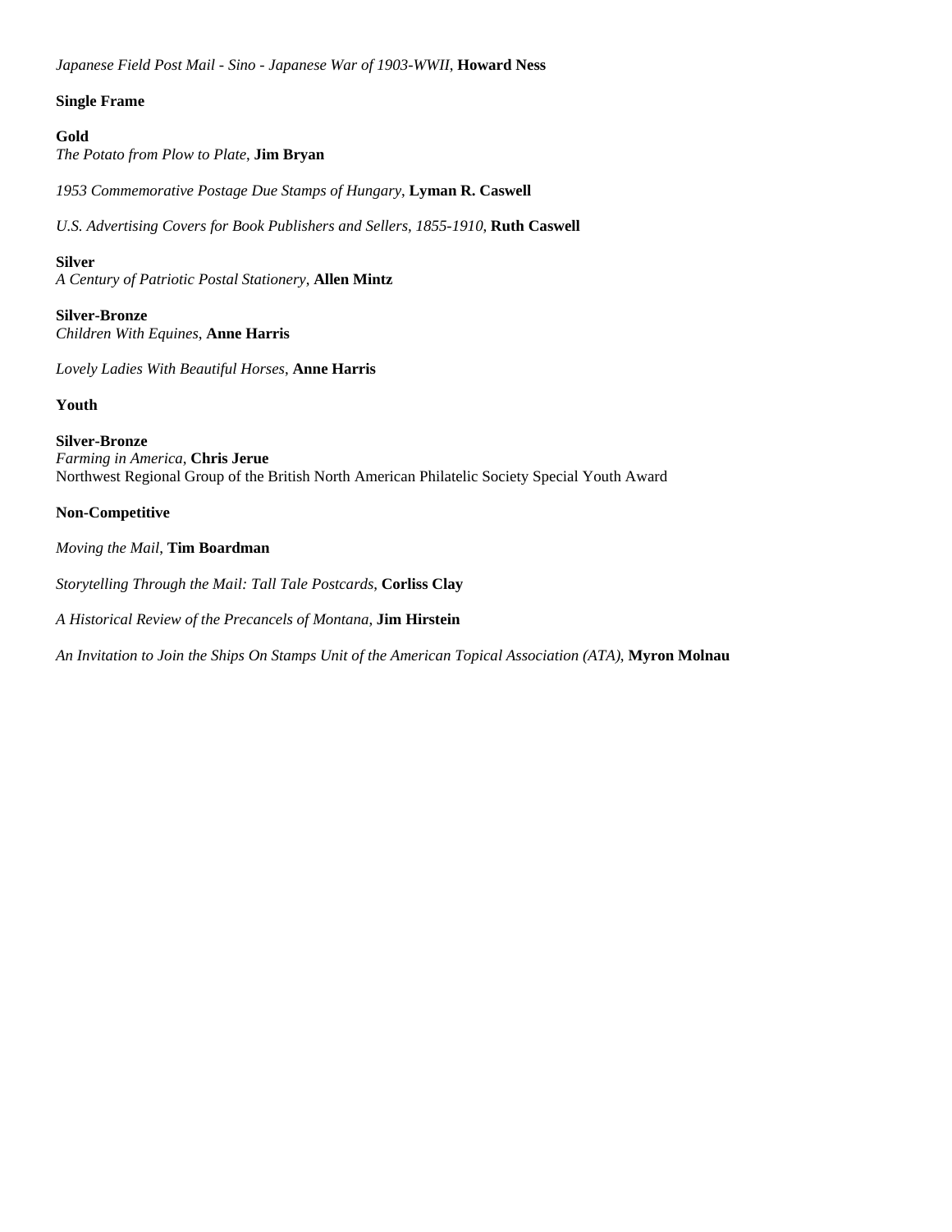*Japanese Field Post Mail - Sino - Japanese War of 1903-WWII*, **Howard Ness**

**Single Frame**

**Gold**
*The Potato from Plow to Plate*, **Jim Bryan**

*1953 Commemorative Postage Due Stamps of Hungary*, **Lyman R. Caswell**

*U.S. Advertising Covers for Book Publishers and Sellers, 1855-1910*, **Ruth Caswell**

**Silver**
*A Century of Patriotic Postal Stationery*, **Allen Mintz**

**Silver-Bronze**
*Children With Equines*, **Anne Harris**

*Lovely Ladies With Beautiful Horses*, **Anne Harris**

**Youth**

**Silver-Bronze**
*Farming in America*, **Chris Jerue**
Northwest Regional Group of the British North American Philatelic Society Special Youth Award

**Non-Competitive**

*Moving the Mail*, **Tim Boardman**

*Storytelling Through the Mail: Tall Tale Postcards*, **Corliss Clay**

*A Historical Review of the Precancels of Montana*, **Jim Hirstein**

*An Invitation to Join the Ships On Stamps Unit of the American Topical Association (ATA)*, **Myron Molnau**